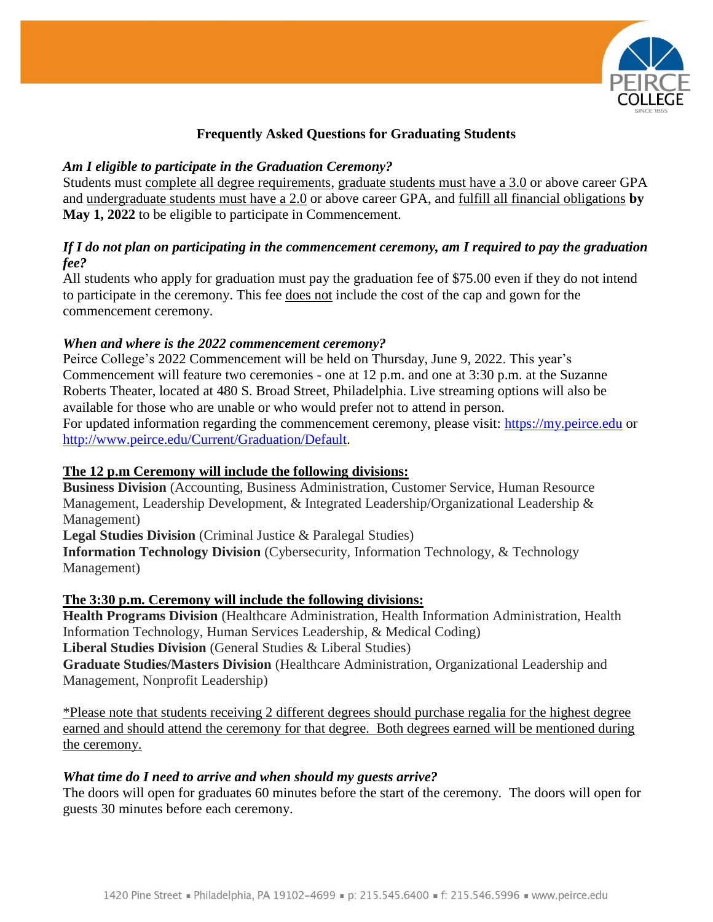# Frequently Asked Questions for Graduating Students

***Am I eligible to participate in the Graduation Ceremony?***

Students must complete all degree requirements, graduate students must have a 3.0 or above career GPA and undergraduate students must have a 2.0 or above career GPA, and fulfill all financial obligations **by May 1, 2022** to be eligible to participate in Commencement.

***If I do not plan on participating in the commencement ceremony, am I required to pay the graduation fee?***

All students who apply for graduation must pay the graduation fee of $75.00 even if they do not intend to participate in the ceremony. This fee does not include the cost of the cap and gown for the commencement ceremony.

***When and where is the 2022 commencement ceremony?***

Peirce College's 2022 Commencement will be held on Thursday, June 9, 2022. This year's Commencement will feature two ceremonies - one at 12 p.m. and one at 3:30 p.m. at the Suzanne Roberts Theater, located at 480 S. Broad Street, Philadelphia. Live streaming options will also be available for those who are unable or who would prefer not to attend in person.

For updated information regarding the commencement ceremony, please visit: [https://my.peirce.edu](https://my.peirce.edu) or [http://www.peirce.edu/Current/Graduation/Default](http://www.peirce.edu/Current/Graduation/Default).

**The 12 p.m Ceremony will include the following divisions:**

**Business Division** (Accounting, Business Administration, Customer Service, Human Resource Management, Leadership Development, & Integrated Leadership/Organizational Leadership & Management)

**Legal Studies Division** (Criminal Justice & Paralegal Studies)

**Information Technology Division** (Cybersecurity, Information Technology, & Technology Management)

**The 3:30 p.m. Ceremony will include the following divisions:**

**Health Programs Division** (Healthcare Administration, Health Information Administration, Health Information Technology, Human Services Leadership, & Medical Coding)

**Liberal Studies Division** (General Studies & Liberal Studies)

**Graduate Studies/Masters Division** (Healthcare Administration, Organizational Leadership and Management, Nonprofit Leadership)

*Please note that students receiving 2 different degrees should purchase regalia for the highest degree earned and should attend the ceremony for that degree. Both degrees earned will be mentioned during the ceremony.

***What time do I need to arrive and when should my guests arrive?***

The doors will open for graduates 60 minutes before the start of the ceremony. The doors will open for guests 30 minutes before each ceremony.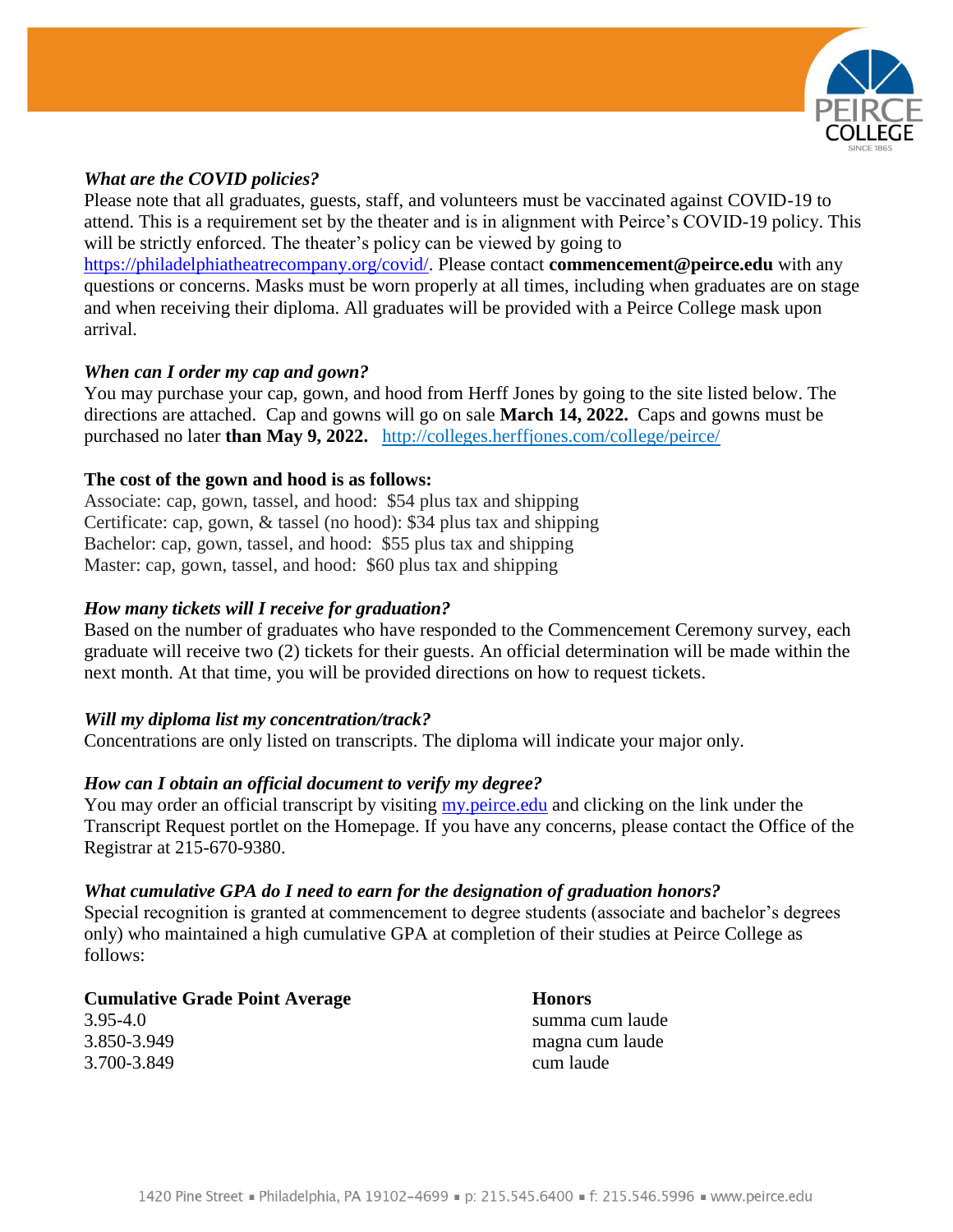***What are the COVID policies?***

Please note that all graduates, guests, staff, and volunteers must be vaccinated against COVID-19 to attend. This is a requirement set by the theater and is in alignment with Peirce's COVID-19 policy. This will be strictly enforced. The theater's policy can be viewed by going to https://philadelphiatheatrecompany.org/covid/. Please contact **commencement@peirce.edu** with any questions or concerns. Masks must be worn properly at all times, including when graduates are on stage and when receiving their diploma. All graduates will be provided with a Peirce College mask upon arrival.

***When can I order my cap and gown?***

You may purchase your cap, gown, and hood from Herff Jones by going to the site listed below. The directions are attached. Cap and gowns will go on sale **March 14, 2022.** Caps and gowns must be purchased no later **than May 9, 2022.** http://colleges.herffjones.com/college/peirce/

**The cost of the gown and hood is as follows:**

Associate: cap, gown, tassel, and hood: $54 plus tax and shipping
Certificate: cap, gown, & tassel (no hood): $34 plus tax and shipping
Bachelor: cap, gown, tassel, and hood: $55 plus tax and shipping
Master: cap, gown, tassel, and hood: $60 plus tax and shipping

***How many tickets will I receive for graduation?***

Based on the number of graduates who have responded to the Commencement Ceremony survey, each graduate will receive two (2) tickets for their guests. An official determination will be made within the next month. At that time, you will be provided directions on how to request tickets.

***Will my diploma list my concentration/track?***

Concentrations are only listed on transcripts. The diploma will indicate your major only.

***How can I obtain an official document to verify my degree?***

You may order an official transcript by visiting my.peirce.edu and clicking on the link under the Transcript Request portlet on the Homepage. If you have any concerns, please contact the Office of the Registrar at 215-670-9380.

***What cumulative GPA do I need to earn for the designation of graduation honors?***

Special recognition is granted at commencement to degree students (associate and bachelor's degrees only) who maintained a high cumulative GPA at completion of their studies at Peirce College as follows:

| Cumulative Grade Point Average | Honors |
|---|---|
| 3.95-4.0 | summa cum laude |
| 3.850-3.949 | magna cum laude |
| 3.700-3.849 | cum laude |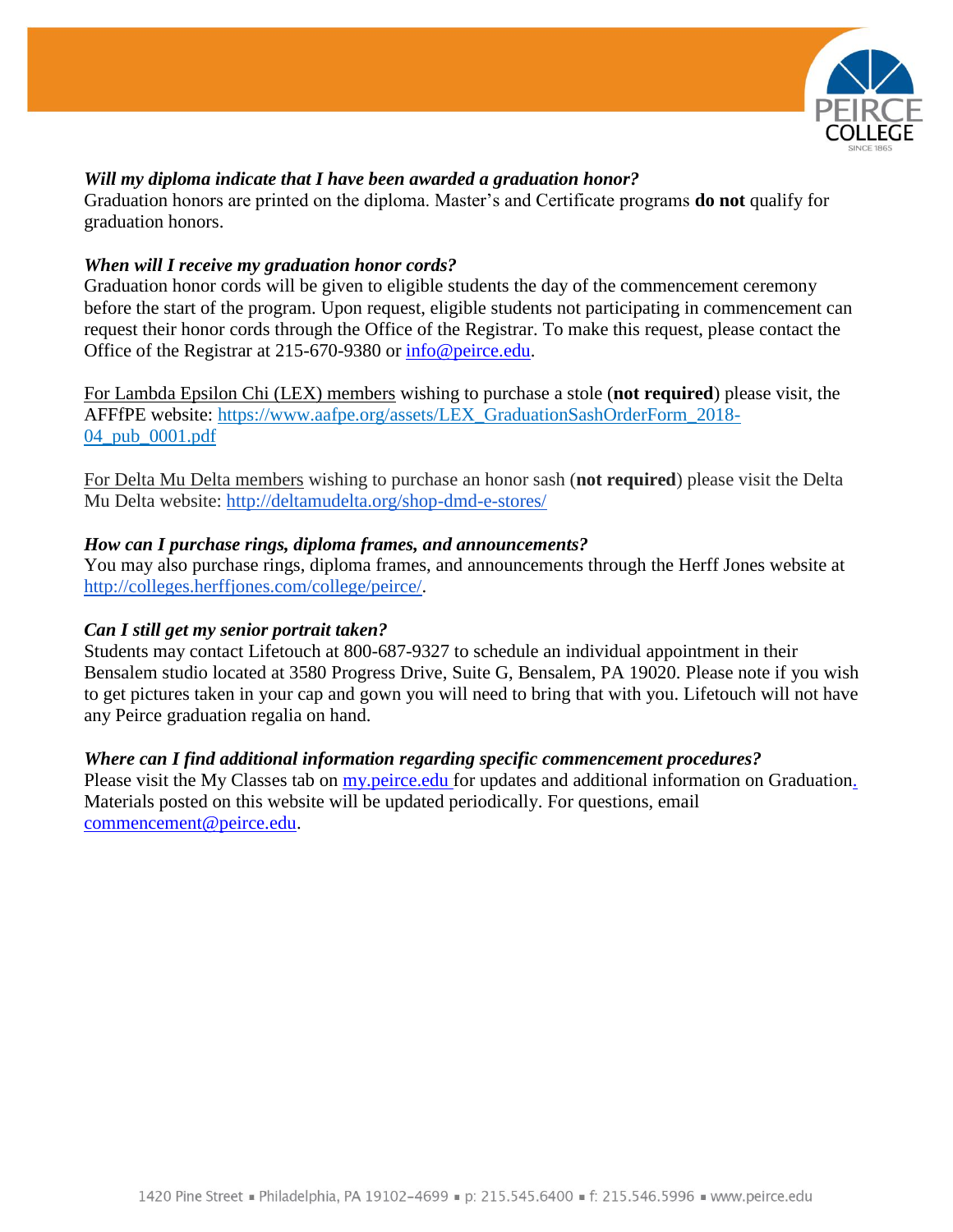***Will my diploma indicate that I have been awarded a graduation honor?***
Graduation honors are printed on the diploma. Master's and Certificate programs **do not** qualify for graduation honors.

***When will I receive my graduation honor cords?***
Graduation honor cords will be given to eligible students the day of the commencement ceremony before the start of the program. Upon request, eligible students not participating in commencement can request their honor cords through the Office of the Registrar. To make this request, please contact the Office of the Registrar at 215-670-9380 or info@peirce.edu.

For Lambda Epsilon Chi (LEX) members wishing to purchase a stole (**not required**) please visit, the AFFfPE website: https://www.aafpe.org/assets/LEX_GraduationSashOrderForm_2018-04_pub_0001.pdf

For Delta Mu Delta members wishing to purchase an honor sash (**not required**) please visit the Delta Mu Delta website: http://deltamudelta.org/shop-dmd-e-stores/

***How can I purchase rings, diploma frames, and announcements?***
You may also purchase rings, diploma frames, and announcements through the Herff Jones website at http://colleges.herffjones.com/college/peirce/.

***Can I still get my senior portrait taken?***
Students may contact Lifetouch at 800-687-9327 to schedule an individual appointment in their Bensalem studio located at 3580 Progress Drive, Suite G, Bensalem, PA 19020. Please note if you wish to get pictures taken in your cap and gown you will need to bring that with you. Lifetouch will not have any Peirce graduation regalia on hand.

***Where can I find additional information regarding specific commencement procedures?***
Please visit the My Classes tab on my.peirce.edu for updates and additional information on Graduation. Materials posted on this website will be updated periodically. For questions, email commencement@peirce.edu.